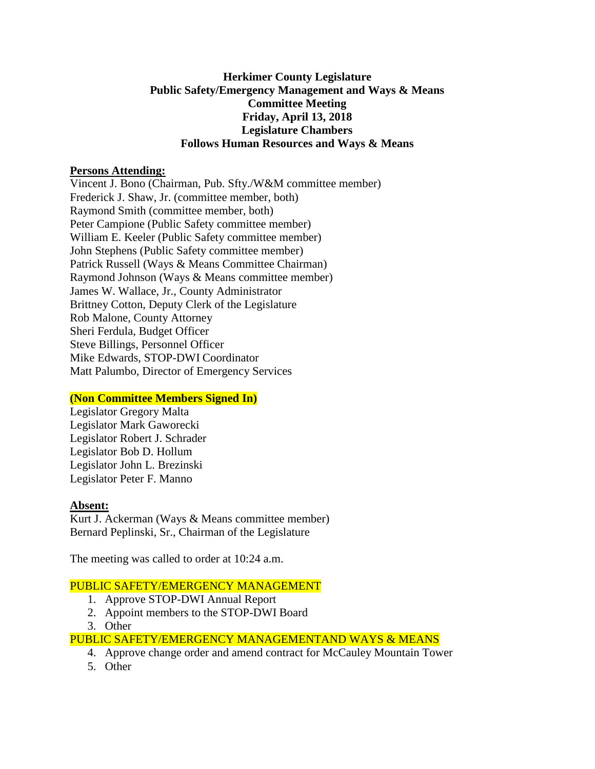**Herkimer County Legislature**
**Public Safety/Emergency Management and Ways & Means**
**Committee Meeting**
**Friday, April 13, 2018**
**Legislature Chambers**
**Follows Human Resources and Ways & Means**

**Persons Attending:**

Vincent J. Bono (Chairman, Pub. Sfty./W&M committee member)
Frederick J. Shaw, Jr. (committee member, both)
Raymond Smith (committee member, both)
Peter Campione (Public Safety committee member)
William E. Keeler (Public Safety committee member)
John Stephens (Public Safety committee member)
Patrick Russell (Ways & Means Committee Chairman)
Raymond Johnson (Ways & Means committee member)
James W. Wallace, Jr., County Administrator
Brittney Cotton, Deputy Clerk of the Legislature
Rob Malone, County Attorney
Sheri Ferdula, Budget Officer
Steve Billings, Personnel Officer
Mike Edwards, STOP-DWI Coordinator
Matt Palumbo, Director of Emergency Services

**(Non Committee Members Signed In)**

Legislator Gregory Malta
Legislator Mark Gaworecki
Legislator Robert J. Schrader
Legislator Bob D. Hollum
Legislator John L. Brezinski
Legislator Peter F. Manno

**Absent:**

Kurt J. Ackerman (Ways & Means committee member)
Bernard Peplinski, Sr., Chairman of the Legislature

The meeting was called to order at 10:24 a.m.

PUBLIC SAFETY/EMERGENCY MANAGEMENT

1. Approve STOP-DWI Annual Report
2. Appoint members to the STOP-DWI Board
3. Other

PUBLIC SAFETY/EMERGENCY MANAGEMENTAND WAYS & MEANS

4. Approve change order and amend contract for McCauley Mountain Tower
5. Other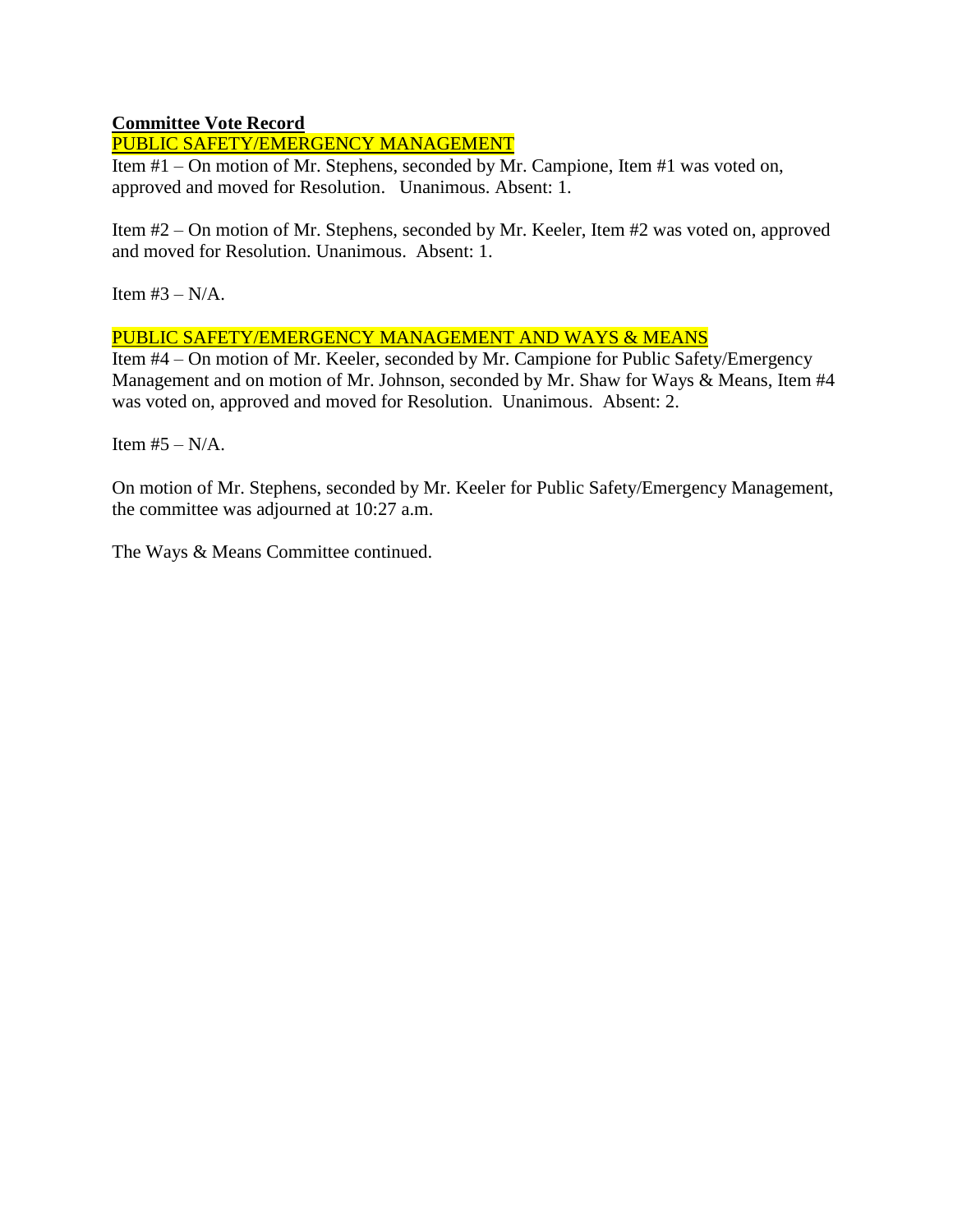**Committee Vote Record**

PUBLIC SAFETY/EMERGENCY MANAGEMENT

Item #1 – On motion of Mr. Stephens, seconded by Mr. Campione, Item #1 was voted on, approved and moved for Resolution. Unanimous. Absent: 1.

Item #2 – On motion of Mr. Stephens, seconded by Mr. Keeler, Item #2 was voted on, approved and moved for Resolution. Unanimous. Absent: 1.

Item #3 – N/A.

PUBLIC SAFETY/EMERGENCY MANAGEMENT AND WAYS & MEANS

Item #4 – On motion of Mr. Keeler, seconded by Mr. Campione for Public Safety/Emergency Management and on motion of Mr. Johnson, seconded by Mr. Shaw for Ways & Means, Item #4 was voted on, approved and moved for Resolution. Unanimous. Absent: 2.

Item #5 – N/A.

On motion of Mr. Stephens, seconded by Mr. Keeler for Public Safety/Emergency Management, the committee was adjourned at 10:27 a.m.

The Ways & Means Committee continued.